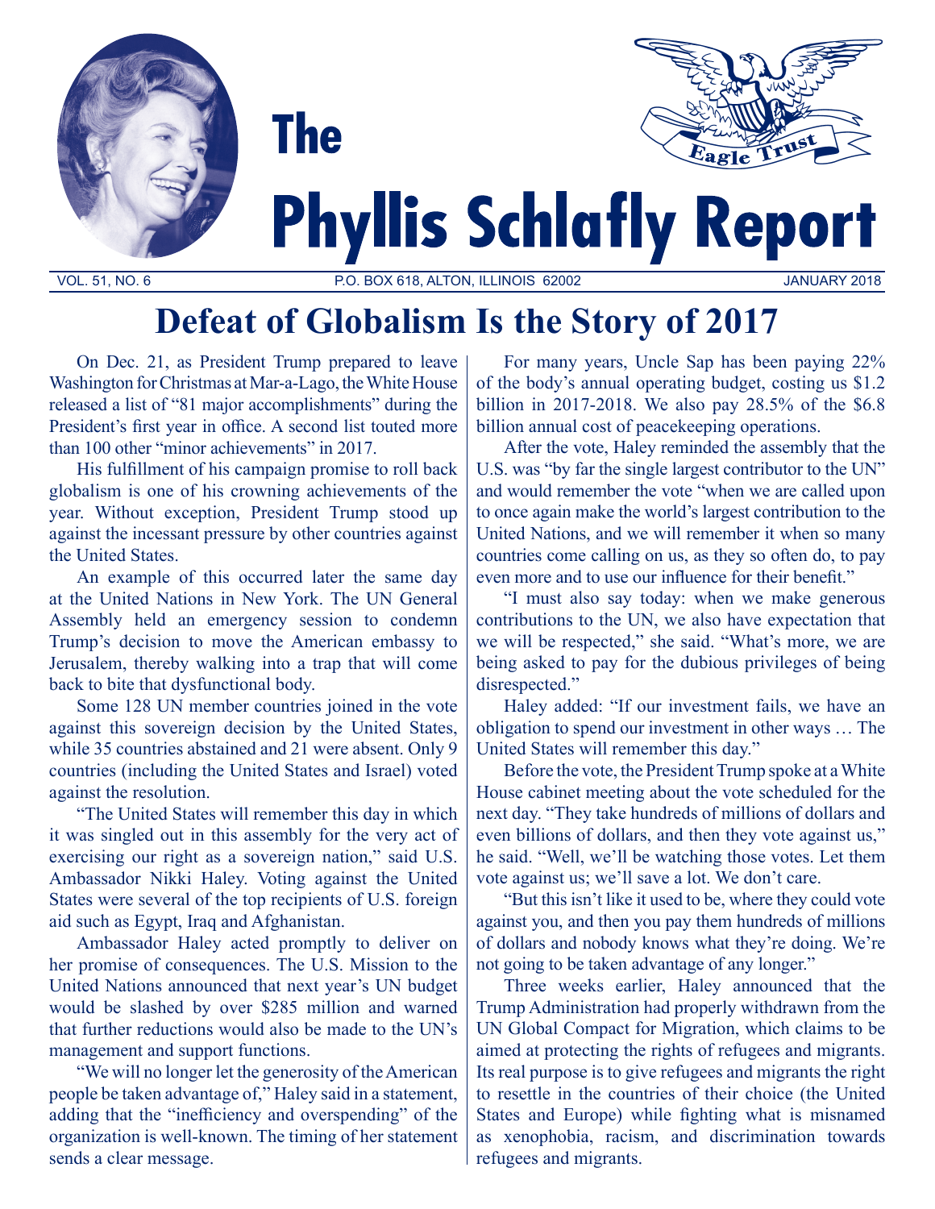# The Phyllis Schlafly Report

VOL. 51, NO. 6 P.O. BOX 618, ALTON, ILLINOIS 62002 JANUARY 2018

## Defeat of Globalism Is the Story of 2017

On Dec. 21, as President Trump prepared to leave Washington for Christmas at Mar-a-Lago, the White House released a list of "81 major accomplishments" during the President's first year in office. A second list touted more than 100 other "minor achievements" in 2017.

His fulfillment of his campaign promise to roll back globalism is one of his crowning achievements of the year. Without exception, President Trump stood up against the incessant pressure by other countries against the United States.

An example of this occurred later the same day at the United Nations in New York. The UN General Assembly held an emergency session to condemn Trump's decision to move the American embassy to Jerusalem, thereby walking into a trap that will come back to bite that dysfunctional body.

Some 128 UN member countries joined in the vote against this sovereign decision by the United States, while 35 countries abstained and 21 were absent. Only 9 countries (including the United States and Israel) voted against the resolution.

"The United States will remember this day in which it was singled out in this assembly for the very act of exercising our right as a sovereign nation," said U.S. Ambassador Nikki Haley. Voting against the United States were several of the top recipients of U.S. foreign aid such as Egypt, Iraq and Afghanistan.

Ambassador Haley acted promptly to deliver on her promise of consequences. The U.S. Mission to the United Nations announced that next year's UN budget would be slashed by over $285 million and warned that further reductions would also be made to the UN's management and support functions.

"We will no longer let the generosity of the American people be taken advantage of," Haley said in a statement, adding that the "inefficiency and overspending" of the organization is well-known. The timing of her statement sends a clear message.

For many years, Uncle Sap has been paying 22% of the body's annual operating budget, costing us $1.2 billion in 2017-2018. We also pay 28.5% of the $6.8 billion annual cost of peacekeeping operations.

After the vote, Haley reminded the assembly that the U.S. was "by far the single largest contributor to the UN" and would remember the vote "when we are called upon to once again make the world's largest contribution to the United Nations, and we will remember it when so many countries come calling on us, as they so often do, to pay even more and to use our influence for their benefit."

"I must also say today: when we make generous contributions to the UN, we also have expectation that we will be respected," she said. "What's more, we are being asked to pay for the dubious privileges of being disrespected."

Haley added: "If our investment fails, we have an obligation to spend our investment in other ways … The United States will remember this day."

Before the vote, the President Trump spoke at a White House cabinet meeting about the vote scheduled for the next day. "They take hundreds of millions of dollars and even billions of dollars, and then they vote against us," he said. "Well, we'll be watching those votes. Let them vote against us; we'll save a lot. We don't care.

"But this isn't like it used to be, where they could vote against you, and then you pay them hundreds of millions of dollars and nobody knows what they're doing. We're not going to be taken advantage of any longer."

Three weeks earlier, Haley announced that the Trump Administration had properly withdrawn from the UN Global Compact for Migration, which claims to be aimed at protecting the rights of refugees and migrants. Its real purpose is to give refugees and migrants the right to resettle in the countries of their choice (the United States and Europe) while fighting what is misnamed as xenophobia, racism, and discrimination towards refugees and migrants.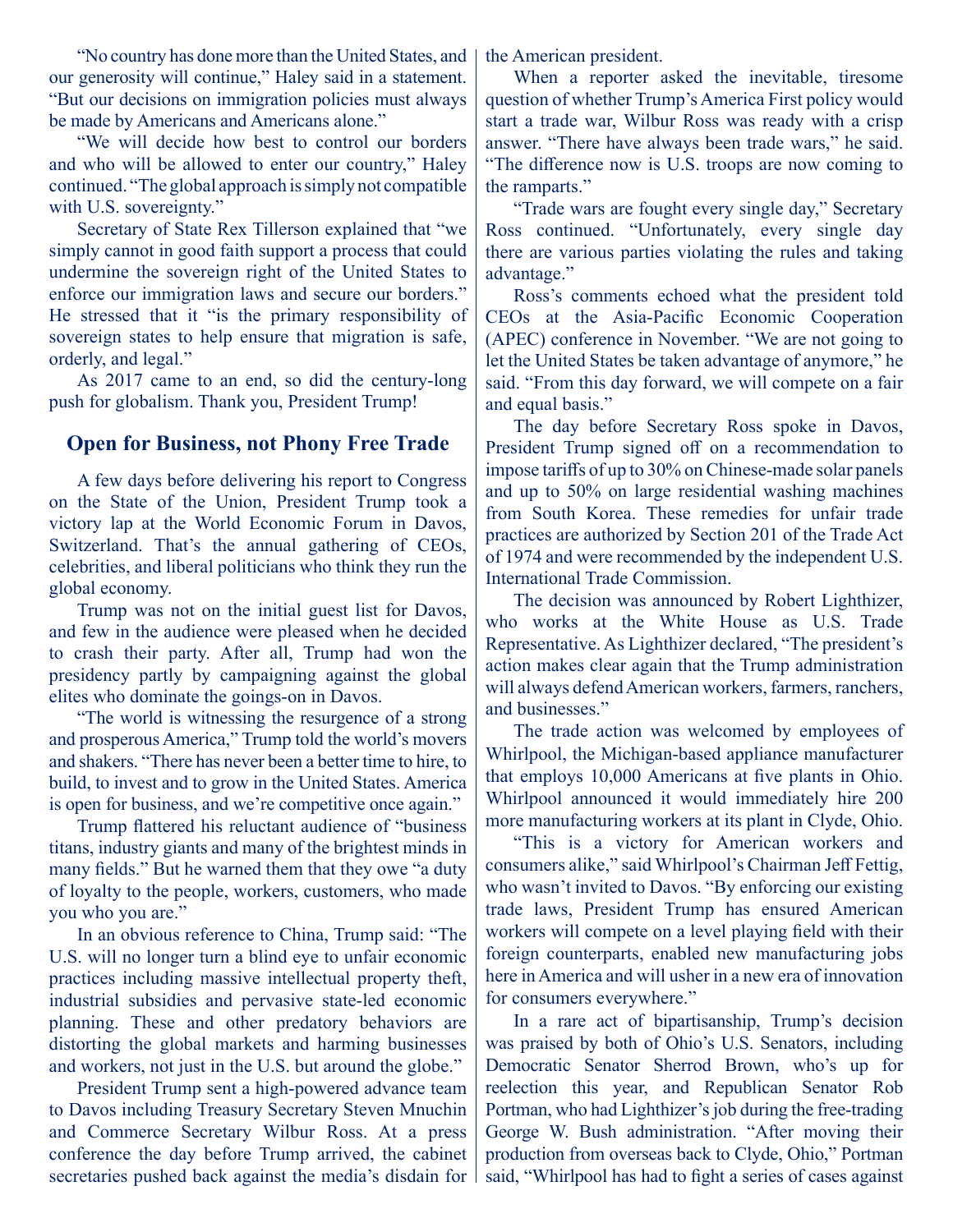"No country has done more than the United States, and our generosity will continue," Haley said in a statement. "But our decisions on immigration policies must always be made by Americans and Americans alone."

"We will decide how best to control our borders and who will be allowed to enter our country," Haley continued. "The global approach is simply not compatible with U.S. sovereignty."

Secretary of State Rex Tillerson explained that "we simply cannot in good faith support a process that could undermine the sovereign right of the United States to enforce our immigration laws and secure our borders." He stressed that it "is the primary responsibility of sovereign states to help ensure that migration is safe, orderly, and legal."

As 2017 came to an end, so did the century-long push for globalism. Thank you, President Trump!

## Open for Business, not Phony Free Trade

A few days before delivering his report to Congress on the State of the Union, President Trump took a victory lap at the World Economic Forum in Davos, Switzerland. That's the annual gathering of CEOs, celebrities, and liberal politicians who think they run the global economy.

Trump was not on the initial guest list for Davos, and few in the audience were pleased when he decided to crash their party. After all, Trump had won the presidency partly by campaigning against the global elites who dominate the goings-on in Davos.

"The world is witnessing the resurgence of a strong and prosperous America," Trump told the world's movers and shakers. "There has never been a better time to hire, to build, to invest and to grow in the United States. America is open for business, and we're competitive once again."

Trump flattered his reluctant audience of "business titans, industry giants and many of the brightest minds in many fields." But he warned them that they owe "a duty of loyalty to the people, workers, customers, who made you who you are."

In an obvious reference to China, Trump said: "The U.S. will no longer turn a blind eye to unfair economic practices including massive intellectual property theft, industrial subsidies and pervasive state-led economic planning. These and other predatory behaviors are distorting the global markets and harming businesses and workers, not just in the U.S. but around the globe."

President Trump sent a high-powered advance team to Davos including Treasury Secretary Steven Mnuchin and Commerce Secretary Wilbur Ross. At a press conference the day before Trump arrived, the cabinet secretaries pushed back against the media's disdain for the American president.

When a reporter asked the inevitable, tiresome question of whether Trump's America First policy would start a trade war, Wilbur Ross was ready with a crisp answer. "There have always been trade wars," he said. "The difference now is U.S. troops are now coming to the ramparts."

"Trade wars are fought every single day," Secretary Ross continued. "Unfortunately, every single day there are various parties violating the rules and taking advantage."

Ross's comments echoed what the president told CEOs at the Asia-Pacific Economic Cooperation (APEC) conference in November. "We are not going to let the United States be taken advantage of anymore," he said. "From this day forward, we will compete on a fair and equal basis."

The day before Secretary Ross spoke in Davos, President Trump signed off on a recommendation to impose tariffs of up to 30% on Chinese-made solar panels and up to 50% on large residential washing machines from South Korea. These remedies for unfair trade practices are authorized by Section 201 of the Trade Act of 1974 and were recommended by the independent U.S. International Trade Commission.

The decision was announced by Robert Lighthizer, who works at the White House as U.S. Trade Representative. As Lighthizer declared, "The president's action makes clear again that the Trump administration will always defend American workers, farmers, ranchers, and businesses."

The trade action was welcomed by employees of Whirlpool, the Michigan-based appliance manufacturer that employs 10,000 Americans at five plants in Ohio. Whirlpool announced it would immediately hire 200 more manufacturing workers at its plant in Clyde, Ohio.

"This is a victory for American workers and consumers alike," said Whirlpool's Chairman Jeff Fettig, who wasn't invited to Davos. "By enforcing our existing trade laws, President Trump has ensured American workers will compete on a level playing field with their foreign counterparts, enabled new manufacturing jobs here in America and will usher in a new era of innovation for consumers everywhere."

In a rare act of bipartisanship, Trump's decision was praised by both of Ohio's U.S. Senators, including Democratic Senator Sherrod Brown, who's up for reelection this year, and Republican Senator Rob Portman, who had Lighthizer's job during the free-trading George W. Bush administration. "After moving their production from overseas back to Clyde, Ohio," Portman said, "Whirlpool has had to fight a series of cases against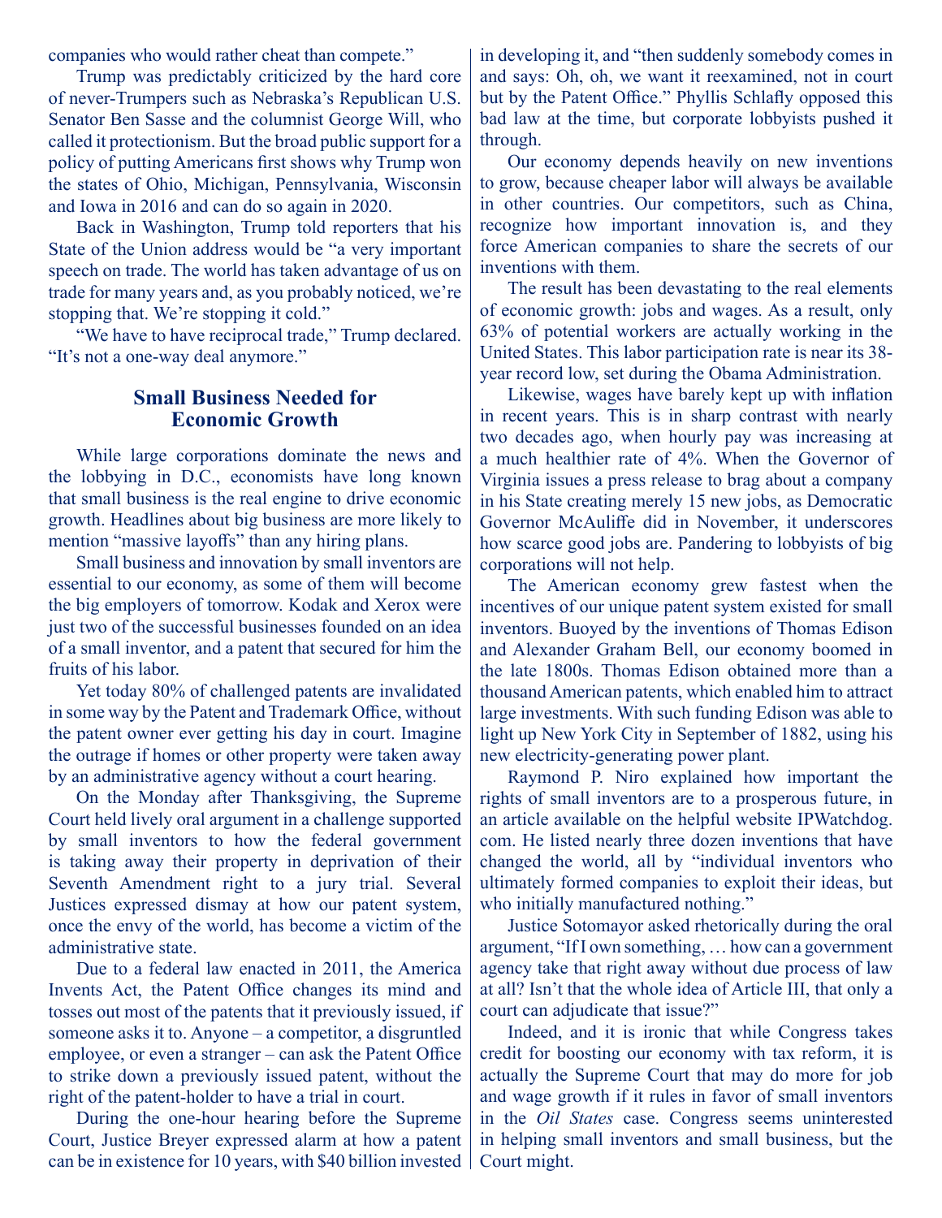companies who would rather cheat than compete."

Trump was predictably criticized by the hard core of never-Trumpers such as Nebraska's Republican U.S. Senator Ben Sasse and the columnist George Will, who called it protectionism. But the broad public support for a policy of putting Americans first shows why Trump won the states of Ohio, Michigan, Pennsylvania, Wisconsin and Iowa in 2016 and can do so again in 2020.

Back in Washington, Trump told reporters that his State of the Union address would be "a very important speech on trade. The world has taken advantage of us on trade for many years and, as you probably noticed, we're stopping that. We're stopping it cold."

"We have to have reciprocal trade," Trump declared. "It's not a one-way deal anymore."

## Small Business Needed for Economic Growth

While large corporations dominate the news and the lobbying in D.C., economists have long known that small business is the real engine to drive economic growth. Headlines about big business are more likely to mention "massive layoffs" than any hiring plans.

Small business and innovation by small inventors are essential to our economy, as some of them will become the big employers of tomorrow. Kodak and Xerox were just two of the successful businesses founded on an idea of a small inventor, and a patent that secured for him the fruits of his labor.

Yet today 80% of challenged patents are invalidated in some way by the Patent and Trademark Office, without the patent owner ever getting his day in court. Imagine the outrage if homes or other property were taken away by an administrative agency without a court hearing.

On the Monday after Thanksgiving, the Supreme Court held lively oral argument in a challenge supported by small inventors to how the federal government is taking away their property in deprivation of their Seventh Amendment right to a jury trial. Several Justices expressed dismay at how our patent system, once the envy of the world, has become a victim of the administrative state.

Due to a federal law enacted in 2011, the America Invents Act, the Patent Office changes its mind and tosses out most of the patents that it previously issued, if someone asks it to. Anyone – a competitor, a disgruntled employee, or even a stranger – can ask the Patent Office to strike down a previously issued patent, without the right of the patent-holder to have a trial in court.

During the one-hour hearing before the Supreme Court, Justice Breyer expressed alarm at how a patent can be in existence for 10 years, with $40 billion invested in developing it, and "then suddenly somebody comes in and says: Oh, oh, we want it reexamined, not in court but by the Patent Office." Phyllis Schlafly opposed this bad law at the time, but corporate lobbyists pushed it through.

Our economy depends heavily on new inventions to grow, because cheaper labor will always be available in other countries. Our competitors, such as China, recognize how important innovation is, and they force American companies to share the secrets of our inventions with them.

The result has been devastating to the real elements of economic growth: jobs and wages. As a result, only 63% of potential workers are actually working in the United States. This labor participation rate is near its 38-year record low, set during the Obama Administration.

Likewise, wages have barely kept up with inflation in recent years. This is in sharp contrast with nearly two decades ago, when hourly pay was increasing at a much healthier rate of 4%. When the Governor of Virginia issues a press release to brag about a company in his State creating merely 15 new jobs, as Democratic Governor McAuliffe did in November, it underscores how scarce good jobs are. Pandering to lobbyists of big corporations will not help.

The American economy grew fastest when the incentives of our unique patent system existed for small inventors. Buoyed by the inventions of Thomas Edison and Alexander Graham Bell, our economy boomed in the late 1800s. Thomas Edison obtained more than a thousand American patents, which enabled him to attract large investments. With such funding Edison was able to light up New York City in September of 1882, using his new electricity-generating power plant.

Raymond P. Niro explained how important the rights of small inventors are to a prosperous future, in an article available on the helpful website IPWatchdog.com. He listed nearly three dozen inventions that have changed the world, all by "individual inventors who ultimately formed companies to exploit their ideas, but who initially manufactured nothing."

Justice Sotomayor asked rhetorically during the oral argument, "If I own something, … how can a government agency take that right away without due process of law at all? Isn't that the whole idea of Article III, that only a court can adjudicate that issue?"

Indeed, and it is ironic that while Congress takes credit for boosting our economy with tax reform, it is actually the Supreme Court that may do more for job and wage growth if it rules in favor of small inventors in the *Oil States* case. Congress seems uninterested in helping small inventors and small business, but the Court might.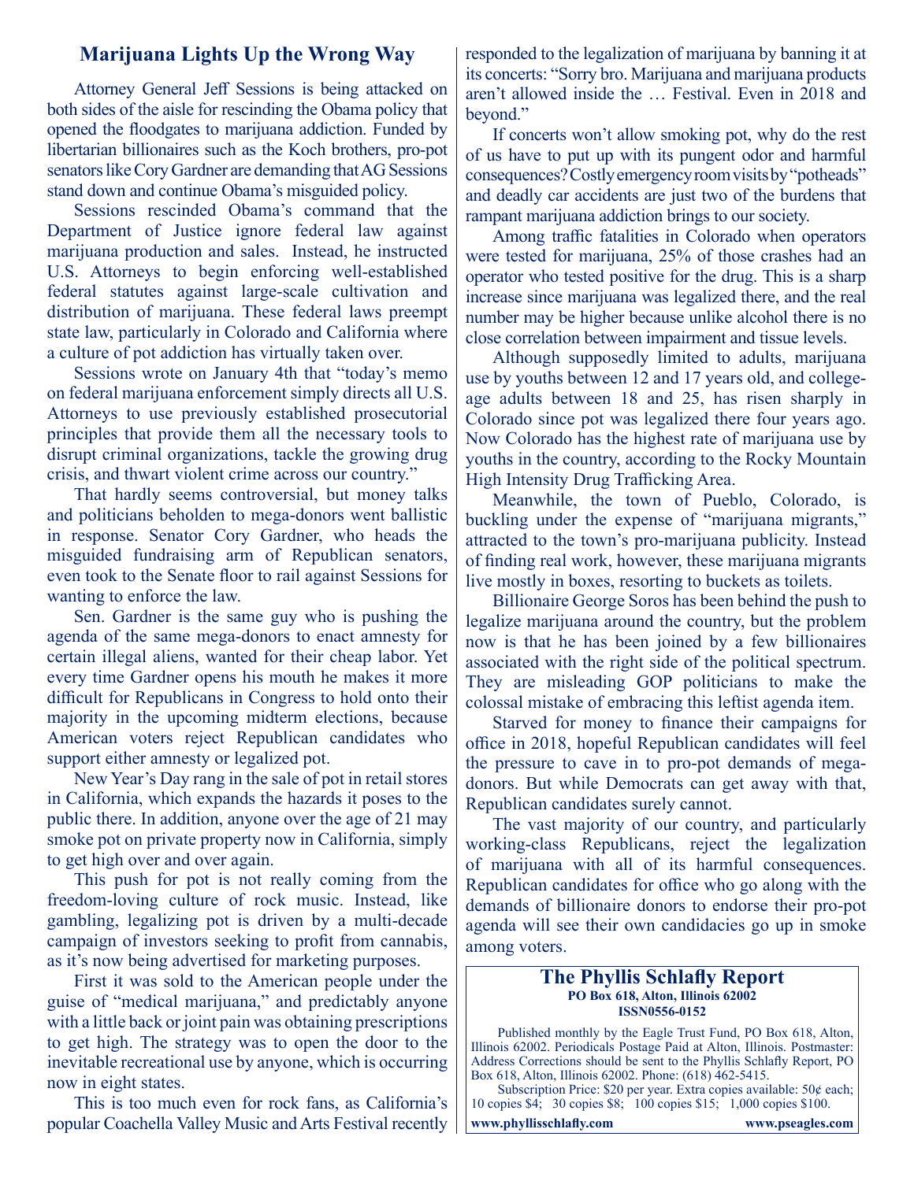## Marijuana Lights Up the Wrong Way

Attorney General Jeff Sessions is being attacked on both sides of the aisle for rescinding the Obama policy that opened the floodgates to marijuana addiction. Funded by libertarian billionaires such as the Koch brothers, pro-pot senators like Cory Gardner are demanding that AG Sessions stand down and continue Obama's misguided policy.

Sessions rescinded Obama's command that the Department of Justice ignore federal law against marijuana production and sales. Instead, he instructed U.S. Attorneys to begin enforcing well-established federal statutes against large-scale cultivation and distribution of marijuana. These federal laws preempt state law, particularly in Colorado and California where a culture of pot addiction has virtually taken over.

Sessions wrote on January 4th that "today's memo on federal marijuana enforcement simply directs all U.S. Attorneys to use previously established prosecutorial principles that provide them all the necessary tools to disrupt criminal organizations, tackle the growing drug crisis, and thwart violent crime across our country."

That hardly seems controversial, but money talks and politicians beholden to mega-donors went ballistic in response. Senator Cory Gardner, who heads the misguided fundraising arm of Republican senators, even took to the Senate floor to rail against Sessions for wanting to enforce the law.

Sen. Gardner is the same guy who is pushing the agenda of the same mega-donors to enact amnesty for certain illegal aliens, wanted for their cheap labor. Yet every time Gardner opens his mouth he makes it more difficult for Republicans in Congress to hold onto their majority in the upcoming midterm elections, because American voters reject Republican candidates who support either amnesty or legalized pot.

New Year's Day rang in the sale of pot in retail stores in California, which expands the hazards it poses to the public there. In addition, anyone over the age of 21 may smoke pot on private property now in California, simply to get high over and over again.

This push for pot is not really coming from the freedom-loving culture of rock music. Instead, like gambling, legalizing pot is driven by a multi-decade campaign of investors seeking to profit from cannabis, as it's now being advertised for marketing purposes.

First it was sold to the American people under the guise of "medical marijuana," and predictably anyone with a little back or joint pain was obtaining prescriptions to get high. The strategy was to open the door to the inevitable recreational use by anyone, which is occurring now in eight states.

This is too much even for rock fans, as California's popular Coachella Valley Music and Arts Festival recently responded to the legalization of marijuana by banning it at its concerts: "Sorry bro. Marijuana and marijuana products aren't allowed inside the … Festival. Even in 2018 and beyond."

If concerts won't allow smoking pot, why do the rest of us have to put up with its pungent odor and harmful consequences? Costly emergency room visits by "potheads" and deadly car accidents are just two of the burdens that rampant marijuana addiction brings to our society.

Among traffic fatalities in Colorado when operators were tested for marijuana, 25% of those crashes had an operator who tested positive for the drug. This is a sharp increase since marijuana was legalized there, and the real number may be higher because unlike alcohol there is no close correlation between impairment and tissue levels.

Although supposedly limited to adults, marijuana use by youths between 12 and 17 years old, and college-age adults between 18 and 25, has risen sharply in Colorado since pot was legalized there four years ago. Now Colorado has the highest rate of marijuana use by youths in the country, according to the Rocky Mountain High Intensity Drug Trafficking Area.

Meanwhile, the town of Pueblo, Colorado, is buckling under the expense of "marijuana migrants," attracted to the town's pro-marijuana publicity. Instead of finding real work, however, these marijuana migrants live mostly in boxes, resorting to buckets as toilets.

Billionaire George Soros has been behind the push to legalize marijuana around the country, but the problem now is that he has been joined by a few billionaires associated with the right side of the political spectrum. They are misleading GOP politicians to make the colossal mistake of embracing this leftist agenda item.

Starved for money to finance their campaigns for office in 2018, hopeful Republican candidates will feel the pressure to cave in to pro-pot demands of mega-donors. But while Democrats can get away with that, Republican candidates surely cannot.

The vast majority of our country, and particularly working-class Republicans, reject the legalization of marijuana with all of its harmful consequences. Republican candidates for office who go along with the demands of billionaire donors to endorse their pro-pot agenda will see their own candidacies go up in smoke among voters.

---

**The Phyllis Schlafly Report**
**PO Box 618, Alton, Illinois 62002**
**ISSN0556-0152**

Published monthly by the Eagle Trust Fund, PO Box 618, Alton, Illinois 62002. Periodicals Postage Paid at Alton, Illinois. Postmaster: Address Corrections should be sent to the Phyllis Schlafly Report, PO Box 618, Alton, Illinois 62002. Phone: (618) 462-5415.

Subscription Price: $20 per year. Extra copies available: 50¢ each; 10 copies $4; 30 copies $8; 100 copies $15; 1,000 copies $100.

**www.phyllisschlafly.com** **www.pseagles.com**